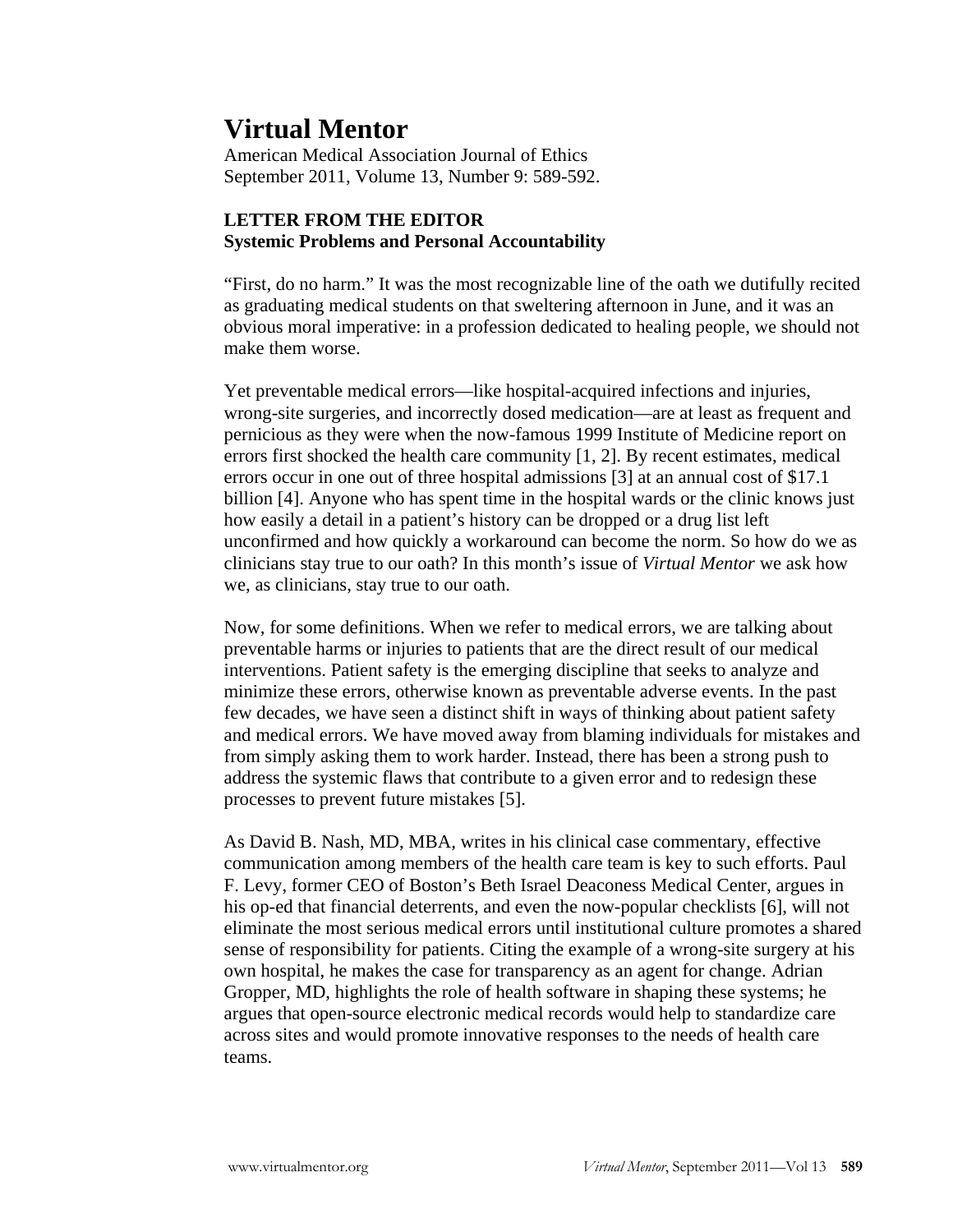# Virtual Mentor

American Medical Association Journal of Ethics
September 2011, Volume 13, Number 9: 589-592.

**LETTER FROM THE EDITOR**
**Systemic Problems and Personal Accountability**

"First, do no harm." It was the most recognizable line of the oath we dutifully recited as graduating medical students on that sweltering afternoon in June, and it was an obvious moral imperative: in a profession dedicated to healing people, we should not make them worse.

Yet preventable medical errors—like hospital-acquired infections and injuries, wrong-site surgeries, and incorrectly dosed medication—are at least as frequent and pernicious as they were when the now-famous 1999 Institute of Medicine report on errors first shocked the health care community [1, 2]. By recent estimates, medical errors occur in one out of three hospital admissions [3] at an annual cost of $17.1 billion [4]. Anyone who has spent time in the hospital wards or the clinic knows just how easily a detail in a patient's history can be dropped or a drug list left unconfirmed and how quickly a workaround can become the norm. So how do we as clinicians stay true to our oath? In this month's issue of *Virtual Mentor* we ask how we, as clinicians, stay true to our oath.

Now, for some definitions. When we refer to medical errors, we are talking about preventable harms or injuries to patients that are the direct result of our medical interventions. Patient safety is the emerging discipline that seeks to analyze and minimize these errors, otherwise known as preventable adverse events. In the past few decades, we have seen a distinct shift in ways of thinking about patient safety and medical errors. We have moved away from blaming individuals for mistakes and from simply asking them to work harder. Instead, there has been a strong push to address the systemic flaws that contribute to a given error and to redesign these processes to prevent future mistakes [5].

As David B. Nash, MD, MBA, writes in his clinical case commentary, effective communication among members of the health care team is key to such efforts. Paul F. Levy, former CEO of Boston's Beth Israel Deaconess Medical Center, argues in his op-ed that financial deterrents, and even the now-popular checklists [6], will not eliminate the most serious medical errors until institutional culture promotes a shared sense of responsibility for patients. Citing the example of a wrong-site surgery at his own hospital, he makes the case for transparency as an agent for change. Adrian Gropper, MD, highlights the role of health software in shaping these systems; he argues that open-source electronic medical records would help to standardize care across sites and would promote innovative responses to the needs of health care teams.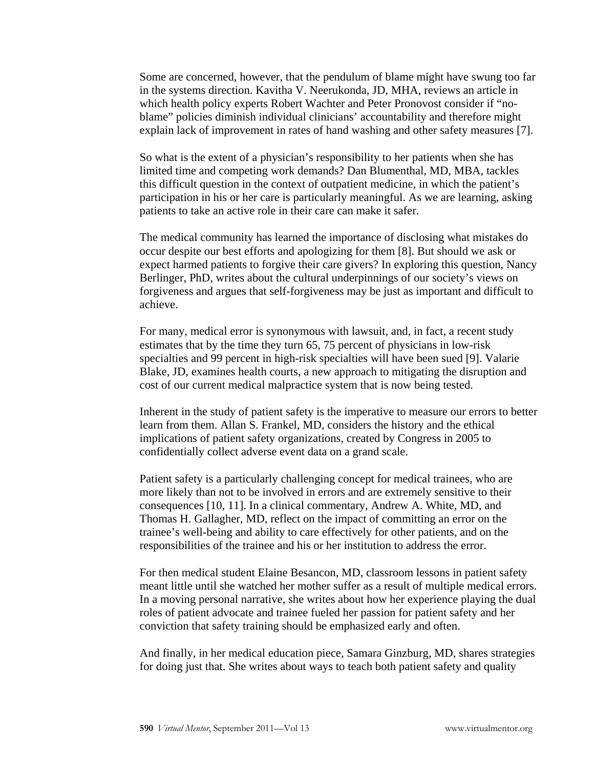Some are concerned, however, that the pendulum of blame might have swung too far in the systems direction. Kavitha V. Neerukonda, JD, MHA, reviews an article in which health policy experts Robert Wachter and Peter Pronovost consider if "no-blame" policies diminish individual clinicians' accountability and therefore might explain lack of improvement in rates of hand washing and other safety measures [7].

So what is the extent of a physician's responsibility to her patients when she has limited time and competing work demands? Dan Blumenthal, MD, MBA, tackles this difficult question in the context of outpatient medicine, in which the patient's participation in his or her care is particularly meaningful. As we are learning, asking patients to take an active role in their care can make it safer.

The medical community has learned the importance of disclosing what mistakes do occur despite our best efforts and apologizing for them [8]. But should we ask or expect harmed patients to forgive their care givers? In exploring this question, Nancy Berlinger, PhD, writes about the cultural underpinnings of our society's views on forgiveness and argues that self-forgiveness may be just as important and difficult to achieve.

For many, medical error is synonymous with lawsuit, and, in fact, a recent study estimates that by the time they turn 65, 75 percent of physicians in low-risk specialties and 99 percent in high-risk specialties will have been sued [9]. Valarie Blake, JD, examines health courts, a new approach to mitigating the disruption and cost of our current medical malpractice system that is now being tested.

Inherent in the study of patient safety is the imperative to measure our errors to better learn from them. Allan S. Frankel, MD, considers the history and the ethical implications of patient safety organizations, created by Congress in 2005 to confidentially collect adverse event data on a grand scale.

Patient safety is a particularly challenging concept for medical trainees, who are more likely than not to be involved in errors and are extremely sensitive to their consequences [10, 11]. In a clinical commentary, Andrew A. White, MD, and Thomas H. Gallagher, MD, reflect on the impact of committing an error on the trainee's well-being and ability to care effectively for other patients, and on the responsibilities of the trainee and his or her institution to address the error.

For then medical student Elaine Besancon, MD, classroom lessons in patient safety meant little until she watched her mother suffer as a result of multiple medical errors. In a moving personal narrative, she writes about how her experience playing the dual roles of patient advocate and trainee fueled her passion for patient safety and her conviction that safety training should be emphasized early and often.

And finally, in her medical education piece, Samara Ginzburg, MD, shares strategies for doing just that. She writes about ways to teach both patient safety and quality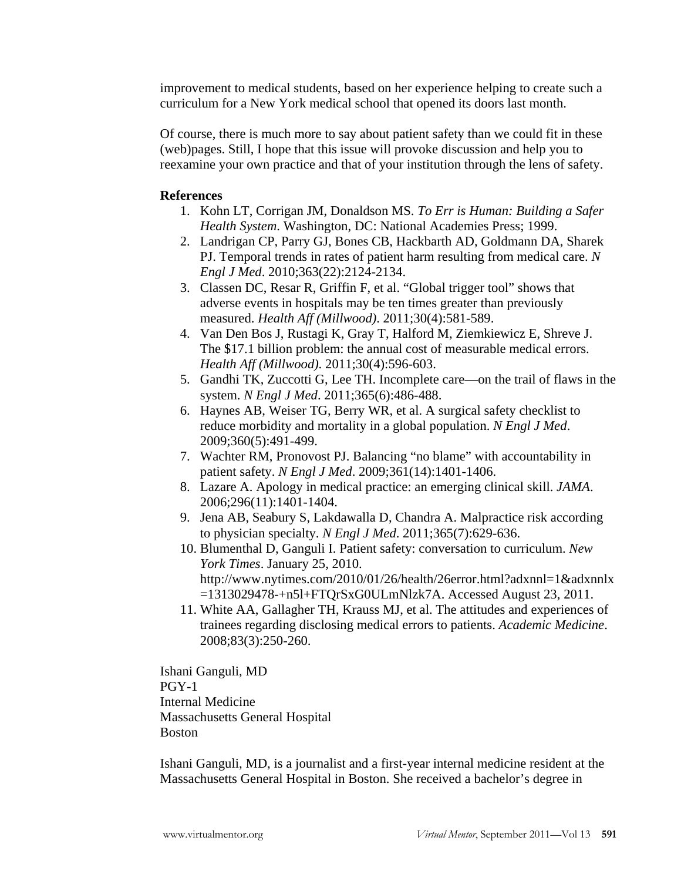improvement to medical students, based on her experience helping to create such a curriculum for a New York medical school that opened its doors last month.

Of course, there is much more to say about patient safety than we could fit in these (web)pages. Still, I hope that this issue will provoke discussion and help you to reexamine your own practice and that of your institution through the lens of safety.

**References**

1. Kohn LT, Corrigan JM, Donaldson MS. *To Err is Human: Building a Safer Health System*. Washington, DC: National Academies Press; 1999.
2. Landrigan CP, Parry GJ, Bones CB, Hackbarth AD, Goldmann DA, Sharek PJ. Temporal trends in rates of patient harm resulting from medical care. *N Engl J Med*. 2010;363(22):2124-2134.
3. Classen DC, Resar R, Griffin F, et al. "Global trigger tool" shows that adverse events in hospitals may be ten times greater than previously measured. *Health Aff (Millwood)*. 2011;30(4):581-589.
4. Van Den Bos J, Rustagi K, Gray T, Halford M, Ziemkiewicz E, Shreve J. The $17.1 billion problem: the annual cost of measurable medical errors. *Health Aff (Millwood)*. 2011;30(4):596-603.
5. Gandhi TK, Zuccotti G, Lee TH. Incomplete care—on the trail of flaws in the system. *N Engl J Med*. 2011;365(6):486-488.
6. Haynes AB, Weiser TG, Berry WR, et al. A surgical safety checklist to reduce morbidity and mortality in a global population. *N Engl J Med*. 2009;360(5):491-499.
7. Wachter RM, Pronovost PJ. Balancing "no blame" with accountability in patient safety. *N Engl J Med*. 2009;361(14):1401-1406.
8. Lazare A. Apology in medical practice: an emerging clinical skill. *JAMA*. 2006;296(11):1401-1404.
9. Jena AB, Seabury S, Lakdawalla D, Chandra A. Malpractice risk according to physician specialty. *N Engl J Med*. 2011;365(7):629-636.
10. Blumenthal D, Ganguli I. Patient safety: conversation to curriculum. *New York Times*. January 25, 2010. http://www.nytimes.com/2010/01/26/health/26error.html?adxnnl=1&adxnnlx=1313029478-+n5l+FTQrSxG0ULmNlzk7A. Accessed August 23, 2011.
11. White AA, Gallagher TH, Krauss MJ, et al. The attitudes and experiences of trainees regarding disclosing medical errors to patients. *Academic Medicine*. 2008;83(3):250-260.

Ishani Ganguli, MD
PGY-1
Internal Medicine
Massachusetts General Hospital
Boston

Ishani Ganguli, MD, is a journalist and a first-year internal medicine resident at the Massachusetts General Hospital in Boston. She received a bachelor's degree in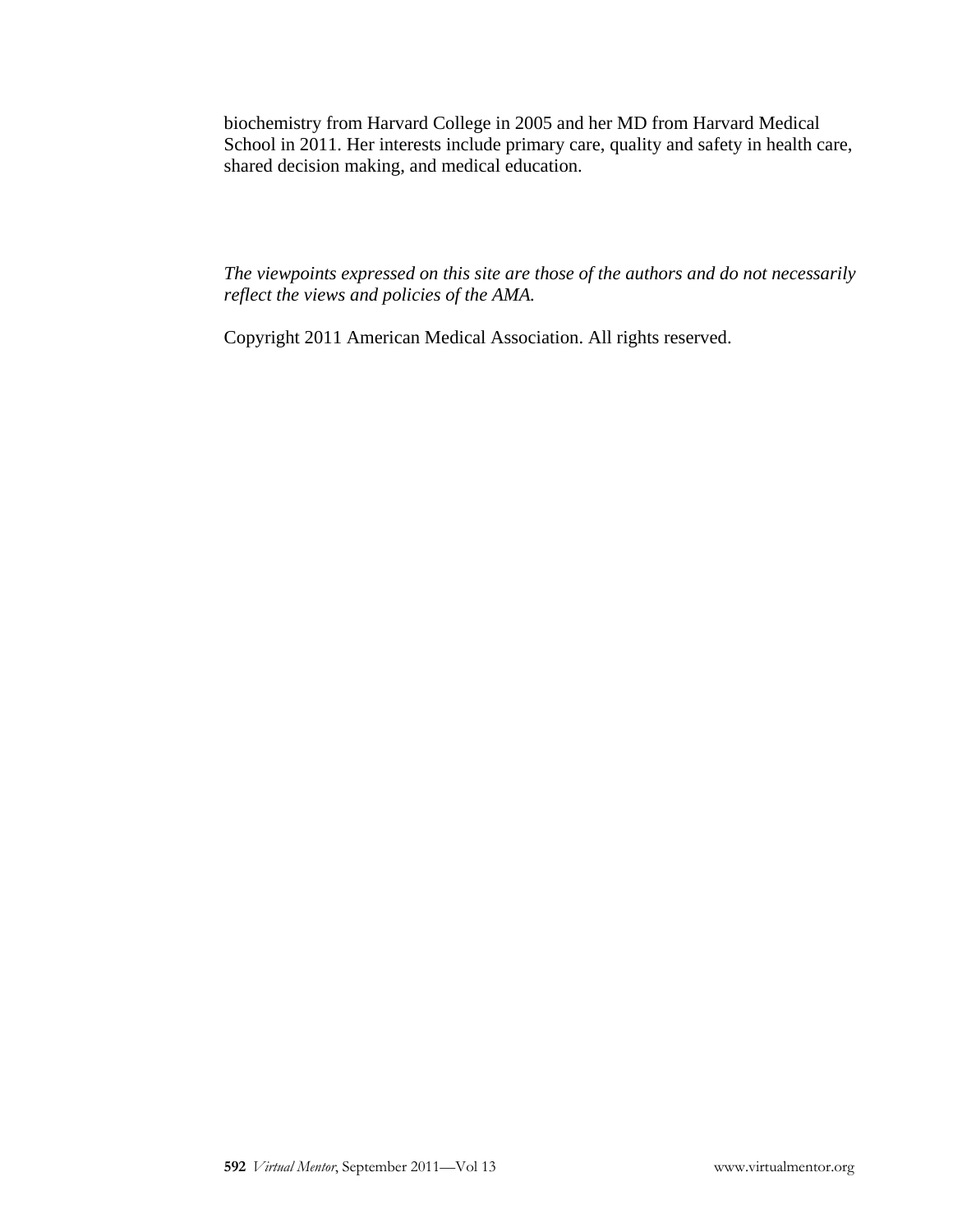biochemistry from Harvard College in 2005 and her MD from Harvard Medical School in 2011. Her interests include primary care, quality and safety in health care, shared decision making, and medical education.

*The viewpoints expressed on this site are those of the authors and do not necessarily reflect the views and policies of the AMA.*

Copyright 2011 American Medical Association. All rights reserved.